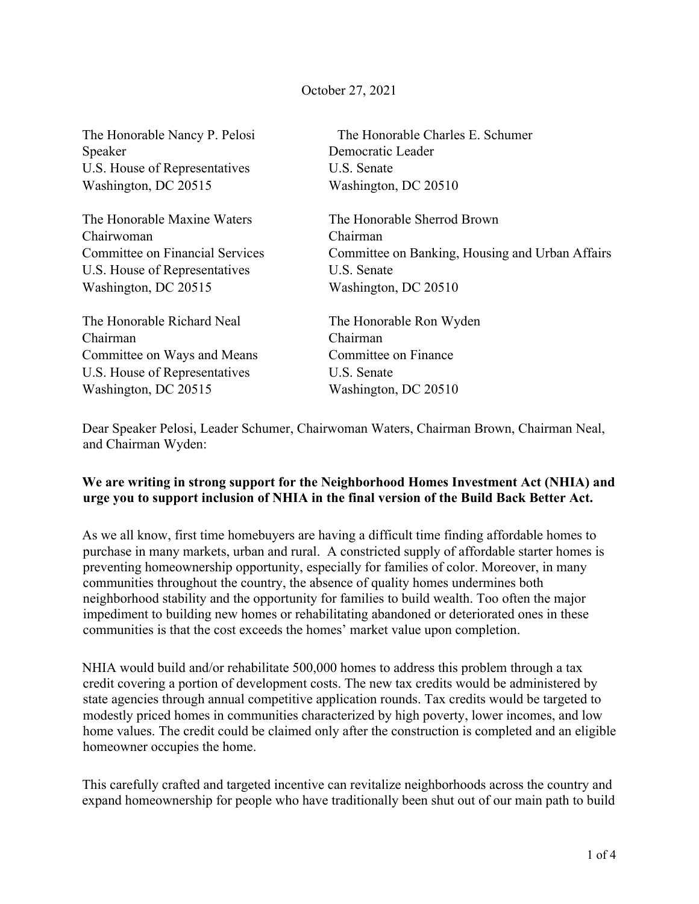October 27, 2021

The Honorable Nancy P. Pelosi
Speaker
U.S. House of Representatives
Washington, DC 20515

The Honorable Charles E. Schumer
Democratic Leader
U.S. Senate
Washington, DC 20510

The Honorable Maxine Waters
Chairwoman
Committee on Financial Services
U.S. House of Representatives
Washington, DC 20515

The Honorable Sherrod Brown
Chairman
Committee on Banking, Housing and Urban Affairs
U.S. Senate
Washington, DC 20510

The Honorable Richard Neal
Chairman
Committee on Ways and Means
U.S. House of Representatives
Washington, DC 20515

The Honorable Ron Wyden
Chairman
Committee on Finance
U.S. Senate
Washington, DC 20510

Dear Speaker Pelosi, Leader Schumer, Chairwoman Waters, Chairman Brown, Chairman Neal, and Chairman Wyden:

**We are writing in strong support for the Neighborhood Homes Investment Act (NHIA) and urge you to support inclusion of NHIA in the final version of the Build Back Better Act.**

As we all know, first time homebuyers are having a difficult time finding affordable homes to purchase in many markets, urban and rural. A constricted supply of affordable starter homes is preventing homeownership opportunity, especially for families of color. Moreover, in many communities throughout the country, the absence of quality homes undermines both neighborhood stability and the opportunity for families to build wealth. Too often the major impediment to building new homes or rehabilitating abandoned or deteriorated ones in these communities is that the cost exceeds the homes' market value upon completion.

NHIA would build and/or rehabilitate 500,000 homes to address this problem through a tax credit covering a portion of development costs. The new tax credits would be administered by state agencies through annual competitive application rounds. Tax credits would be targeted to modestly priced homes in communities characterized by high poverty, lower incomes, and low home values. The credit could be claimed only after the construction is completed and an eligible homeowner occupies the home.

This carefully crafted and targeted incentive can revitalize neighborhoods across the country and expand homeownership for people who have traditionally been shut out of our main path to build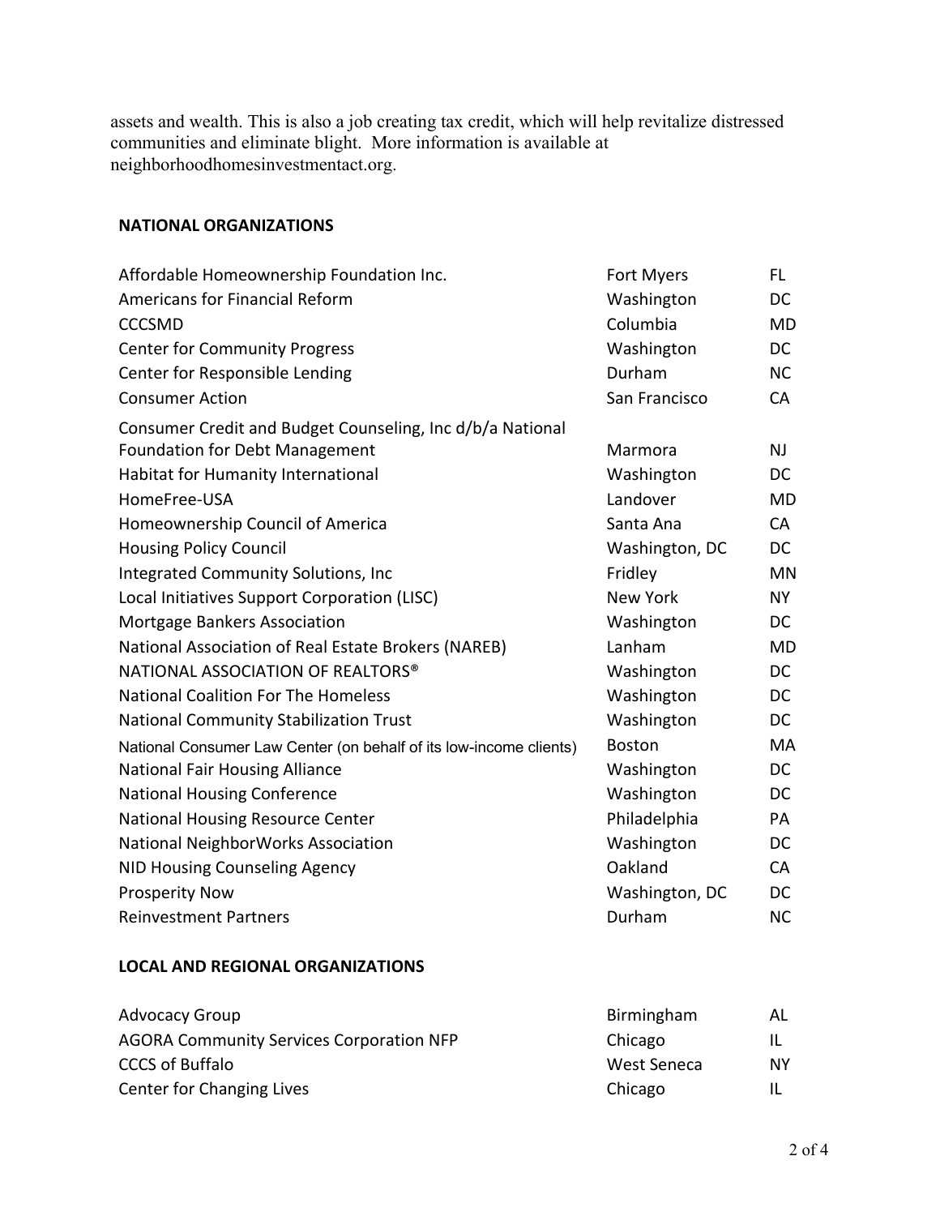assets and wealth. This is also a job creating tax credit, which will help revitalize distressed communities and eliminate blight. More information is available at neighborhoodhomesinvestmentact.org.

## NATIONAL ORGANIZATIONS

| | | |
|---|---|---|
| Affordable Homeownership Foundation Inc. | Fort Myers | FL |
| Americans for Financial Reform | Washington | DC |
| CCCSMD | Columbia | MD |
| Center for Community Progress | Washington | DC |
| Center for Responsible Lending | Durham | NC |
| Consumer Action | San Francisco | CA |
| Consumer Credit and Budget Counseling, Inc d/b/a National Foundation for Debt Management | Marmora | NJ |
| Habitat for Humanity International | Washington | DC |
| HomeFree-USA | Landover | MD |
| Homeownership Council of America | Santa Ana | CA |
| Housing Policy Council | Washington, DC | DC |
| Integrated Community Solutions, Inc | Fridley | MN |
| Local Initiatives Support Corporation (LISC) | New York | NY |
| Mortgage Bankers Association | Washington | DC |
| National Association of Real Estate Brokers (NAREB) | Lanham | MD |
| NATIONAL ASSOCIATION OF REALTORS® | Washington | DC |
| National Coalition For The Homeless | Washington | DC |
| National Community Stabilization Trust | Washington | DC |
| National Consumer Law Center (on behalf of its low-income clients) | Boston | MA |
| National Fair Housing Alliance | Washington | DC |
| National Housing Conference | Washington | DC |
| National Housing Resource Center | Philadelphia | PA |
| National NeighborWorks Association | Washington | DC |
| NID Housing Counseling Agency | Oakland | CA |
| Prosperity Now | Washington, DC | DC |
| Reinvestment Partners | Durham | NC |

## LOCAL AND REGIONAL ORGANIZATIONS

| | | |
|---|---|---|
| Advocacy Group | Birmingham | AL |
| AGORA Community Services Corporation NFP | Chicago | IL |
| CCCS of Buffalo | West Seneca | NY |
| Center for Changing Lives | Chicago | IL |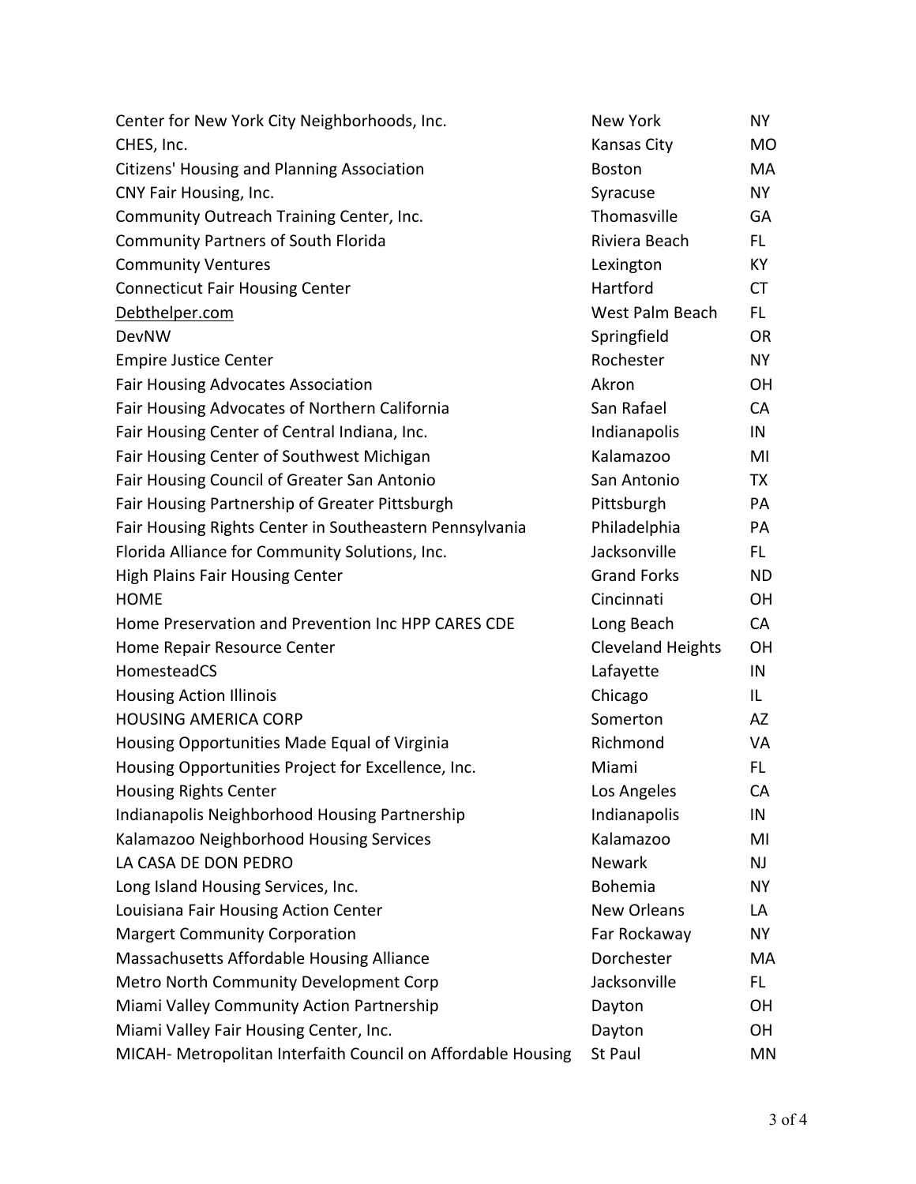| | | |
|---|---|---|
| Center for New York City Neighborhoods, Inc. | New York | NY |
| CHES, Inc. | Kansas City | MO |
| Citizens' Housing and Planning Association | Boston | MA |
| CNY Fair Housing, Inc. | Syracuse | NY |
| Community Outreach Training Center, Inc. | Thomasville | GA |
| Community Partners of South Florida | Riviera Beach | FL |
| Community Ventures | Lexington | KY |
| Connecticut Fair Housing Center | Hartford | CT |
| Debthelper.com | West Palm Beach | FL |
| DevNW | Springfield | OR |
| Empire Justice Center | Rochester | NY |
| Fair Housing Advocates Association | Akron | OH |
| Fair Housing Advocates of Northern California | San Rafael | CA |
| Fair Housing Center of Central Indiana, Inc. | Indianapolis | IN |
| Fair Housing Center of Southwest Michigan | Kalamazoo | MI |
| Fair Housing Council of Greater San Antonio | San Antonio | TX |
| Fair Housing Partnership of Greater Pittsburgh | Pittsburgh | PA |
| Fair Housing Rights Center in Southeastern Pennsylvania | Philadelphia | PA |
| Florida Alliance for Community Solutions, Inc. | Jacksonville | FL |
| High Plains Fair Housing Center | Grand Forks | ND |
| HOME | Cincinnati | OH |
| Home Preservation and Prevention Inc HPP CARES CDE | Long Beach | CA |
| Home Repair Resource Center | Cleveland Heights | OH |
| HomesteadCS | Lafayette | IN |
| Housing Action Illinois | Chicago | IL |
| HOUSING AMERICA CORP | Somerton | AZ |
| Housing Opportunities Made Equal of Virginia | Richmond | VA |
| Housing Opportunities Project for Excellence, Inc. | Miami | FL |
| Housing Rights Center | Los Angeles | CA |
| Indianapolis Neighborhood Housing Partnership | Indianapolis | IN |
| Kalamazoo Neighborhood Housing Services | Kalamazoo | MI |
| LA CASA DE DON PEDRO | Newark | NJ |
| Long Island Housing Services, Inc. | Bohemia | NY |
| Louisiana Fair Housing Action Center | New Orleans | LA |
| Margert Community Corporation | Far Rockaway | NY |
| Massachusetts Affordable Housing Alliance | Dorchester | MA |
| Metro North Community Development Corp | Jacksonville | FL |
| Miami Valley Community Action Partnership | Dayton | OH |
| Miami Valley Fair Housing Center, Inc. | Dayton | OH |
| MICAH- Metropolitan Interfaith Council on Affordable Housing | St Paul | MN |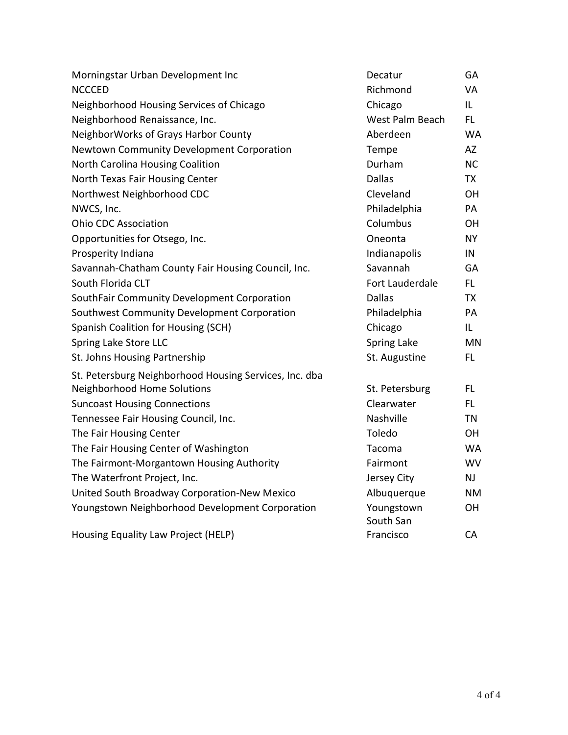| | | |
|---|---|---|
| Morningstar Urban Development Inc | Decatur | GA |
| NCCCED | Richmond | VA |
| Neighborhood Housing Services of Chicago | Chicago | IL |
| Neighborhood Renaissance, Inc. | West Palm Beach | FL |
| NeighborWorks of Grays Harbor County | Aberdeen | WA |
| Newtown Community Development Corporation | Tempe | AZ |
| North Carolina Housing Coalition | Durham | NC |
| North Texas Fair Housing Center | Dallas | TX |
| Northwest Neighborhood CDC | Cleveland | OH |
| NWCS, Inc. | Philadelphia | PA |
| Ohio CDC Association | Columbus | OH |
| Opportunities for Otsego, Inc. | Oneonta | NY |
| Prosperity Indiana | Indianapolis | IN |
| Savannah-Chatham County Fair Housing Council, Inc. | Savannah | GA |
| South Florida CLT | Fort Lauderdale | FL |
| SouthFair Community Development Corporation | Dallas | TX |
| Southwest Community Development Corporation | Philadelphia | PA |
| Spanish Coalition for Housing (SCH) | Chicago | IL |
| Spring Lake Store LLC | Spring Lake | MN |
| St. Johns Housing Partnership | St. Augustine | FL |
| St. Petersburg Neighborhood Housing Services, Inc. dba Neighborhood Home Solutions | St. Petersburg | FL |
| Suncoast Housing Connections | Clearwater | FL |
| Tennessee Fair Housing Council, Inc. | Nashville | TN |
| The Fair Housing Center | Toledo | OH |
| The Fair Housing Center of Washington | Tacoma | WA |
| The Fairmont-Morgantown Housing Authority | Fairmont | WV |
| The Waterfront Project, Inc. | Jersey City | NJ |
| United South Broadway Corporation-New Mexico | Albuquerque | NM |
| Youngstown Neighborhood Development Corporation | Youngstown | OH |
| Housing Equality Law Project (HELP) | South San Francisco | CA |